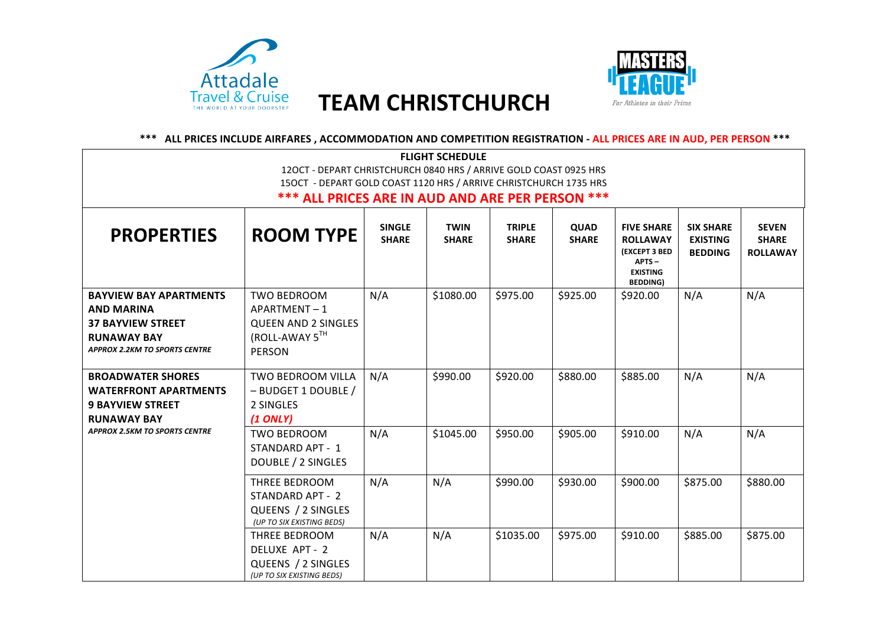# TEAM CHRISTCHURCH

**\*\*\* ALL PRICES INCLUDE AIRFARES , ACCOMMODATION AND COMPETITION REGISTRATION - ALL PRICES ARE IN AUD, PER PERSON \*\*\***

**FLIGHT SCHEDULE**

12OCT - DEPART CHRISTCHURCH 0840 HRS / ARRIVE GOLD COAST 0925 HRS

15OCT - DEPART GOLD COAST 1120 HRS / ARRIVE CHRISTCHURCH 1735 HRS

**\*\*\* ALL PRICES ARE IN AUD AND ARE PER PERSON \*\*\***

| PROPERTIES | ROOM TYPE | SINGLE SHARE | TWIN SHARE | TRIPLE SHARE | QUAD SHARE | FIVE SHARE ROLLAWAY (EXCEPT 3 BED APTS – EXISTING BEDDING) | SIX SHARE EXISTING BEDDING | SEVEN SHARE ROLLAWAY |
|---|---|---|---|---|---|---|---|---|
| **BAYVIEW BAY APARTMENTS AND MARINA 37 BAYVIEW STREET RUNAWAY BAY** *APPROX 2.2KM TO SPORTS CENTRE* | TWO BEDROOM APARTMENT – 1 QUEEN AND 2 SINGLES (ROLL-AWAY 5TH PERSON | N/A | $1080.00 | $975.00 | $925.00 | $920.00 | N/A | N/A |
| **BROADWATER SHORES WATERFRONT APARTMENTS 9 BAYVIEW STREET RUNAWAY BAY** *APPROX 2.5KM TO SPORTS CENTRE* | TWO BEDROOM VILLA – BUDGET 1 DOUBLE / 2 SINGLES *(1 ONLY)* | N/A | $990.00 | $920.00 | $880.00 | $885.00 | N/A | N/A |
| | TWO BEDROOM STANDARD APT - 1 DOUBLE / 2 SINGLES | N/A | $1045.00 | $950.00 | $905.00 | $910.00 | N/A | N/A |
| | THREE BEDROOM STANDARD APT - 2 QUEENS / 2 SINGLES *(UP TO SIX EXISTING BEDS)* | N/A | N/A | $990.00 | $930.00 | $900.00 | $875.00 | $880.00 |
| | THREE BEDROOM DELUXE APT - 2 QUEENS / 2 SINGLES *(UP TO SIX EXISTING BEDS)* | N/A | N/A | $1035.00 | $975.00 | $910.00 | $885.00 | $875.00 |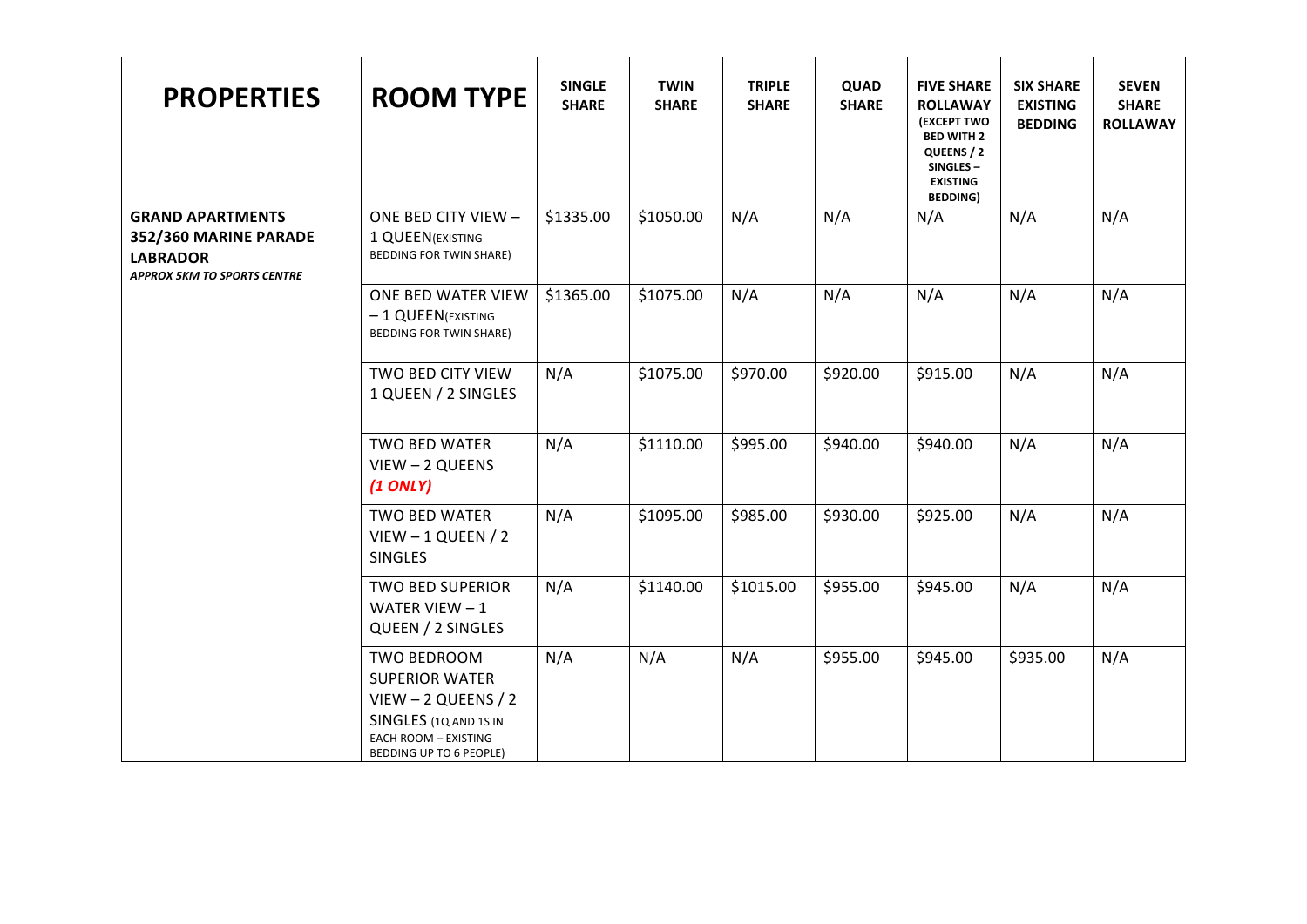| PROPERTIES | ROOM TYPE | SINGLE SHARE | TWIN SHARE | TRIPLE SHARE | QUAD SHARE | FIVE SHARE ROLLAWAY (EXCEPT TWO BED WITH 2 QUEENS / 2 SINGLES – EXISTING BEDDING) | SIX SHARE EXISTING BEDDING | SEVEN SHARE ROLLAWAY |
|---|---|---|---|---|---|---|---|---|
| **GRAND APARTMENTS 352/360 MARINE PARADE LABRADOR** ***APPROX 5KM TO SPORTS CENTRE*** | ONE BED CITY VIEW – 1 QUEEN(EXISTING BEDDING FOR TWIN SHARE) | $1335.00 | $1050.00 | N/A | N/A | N/A | N/A | N/A |
| | ONE BED WATER VIEW – 1 QUEEN(EXISTING BEDDING FOR TWIN SHARE) | $1365.00 | $1075.00 | N/A | N/A | N/A | N/A | N/A |
| | TWO BED CITY VIEW 1 QUEEN / 2 SINGLES | N/A | $1075.00 | $970.00 | $920.00 | $915.00 | N/A | N/A |
| | TWO BED WATER VIEW – 2 QUEENS ***(1 ONLY)*** | N/A | $1110.00 | $995.00 | $940.00 | $940.00 | N/A | N/A |
| | TWO BED WATER VIEW – 1 QUEEN / 2 SINGLES | N/A | $1095.00 | $985.00 | $930.00 | $925.00 | N/A | N/A |
| | TWO BED SUPERIOR WATER VIEW – 1 QUEEN / 2 SINGLES | N/A | $1140.00 | $1015.00 | $955.00 | $945.00 | N/A | N/A |
| | TWO BEDROOM SUPERIOR WATER VIEW – 2 QUEENS / 2 SINGLES (1Q AND 1S IN EACH ROOM – EXISTING BEDDING UP TO 6 PEOPLE) | N/A | N/A | N/A | $955.00 | $945.00 | $935.00 | N/A |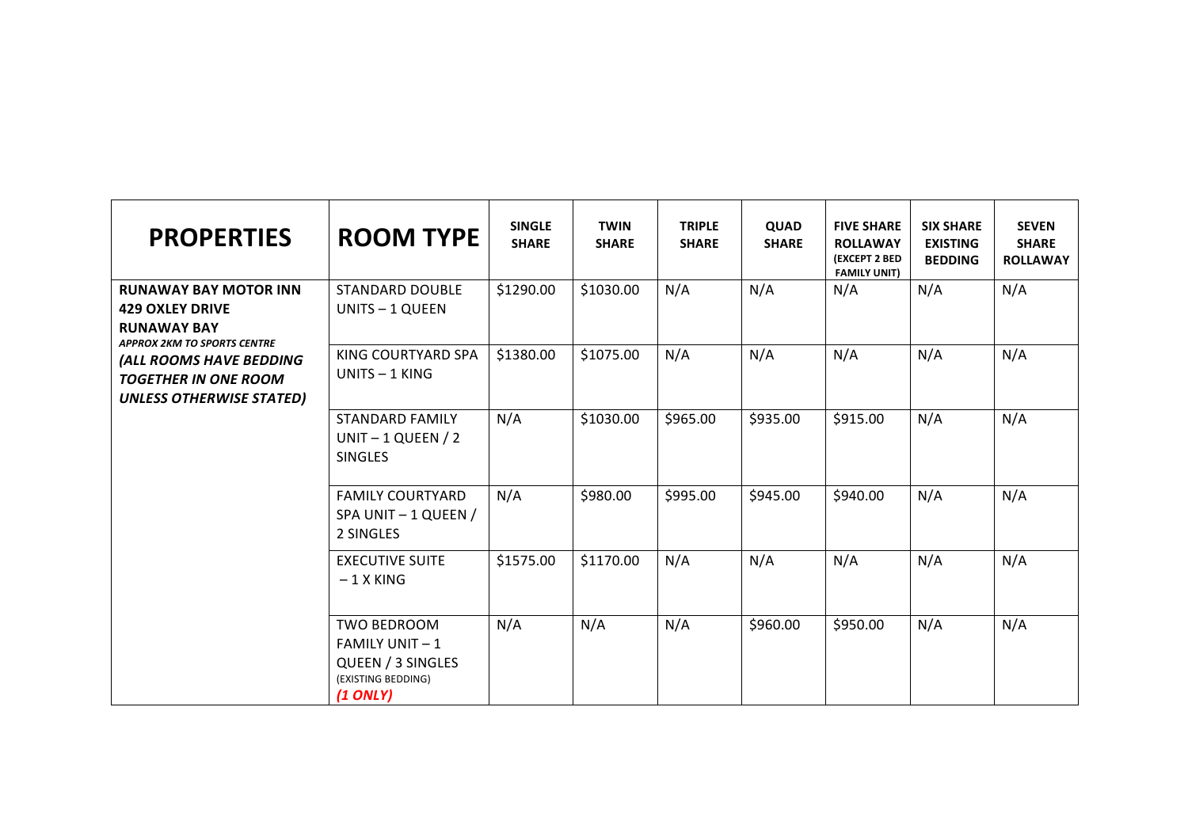| PROPERTIES | ROOM TYPE | SINGLE SHARE | TWIN SHARE | TRIPLE SHARE | QUAD SHARE | FIVE SHARE ROLLAWAY (EXCEPT 2 BED FAMILY UNIT) | SIX SHARE EXISTING BEDDING | SEVEN SHARE ROLLAWAY |
|---|---|---|---|---|---|---|---|---|
| **RUNAWAY BAY MOTOR INN 429 OXLEY DRIVE RUNAWAY BAY** ***APPROX 2KM TO SPORTS CENTRE*** ***(ALL ROOMS HAVE BEDDING TOGETHER IN ONE ROOM UNLESS OTHERWISE STATED)*** | STANDARD DOUBLE UNITS – 1 QUEEN | $1290.00 | $1030.00 | N/A | N/A | N/A | N/A | N/A |
| | KING COURTYARD SPA UNITS – 1 KING | $1380.00 | $1075.00 | N/A | N/A | N/A | N/A | N/A |
| | STANDARD FAMILY UNIT – 1 QUEEN / 2 SINGLES | N/A | $1030.00 | $965.00 | $935.00 | $915.00 | N/A | N/A |
| | FAMILY COURTYARD SPA UNIT – 1 QUEEN / 2 SINGLES | N/A | $980.00 | $995.00 | $945.00 | $940.00 | N/A | N/A |
| | EXECUTIVE SUITE – 1 X KING | $1575.00 | $1170.00 | N/A | N/A | N/A | N/A | N/A |
| | TWO BEDROOM FAMILY UNIT – 1 QUEEN / 3 SINGLES (EXISTING BEDDING) ***(1 ONLY)*** | N/A | N/A | N/A | $960.00 | $950.00 | N/A | N/A |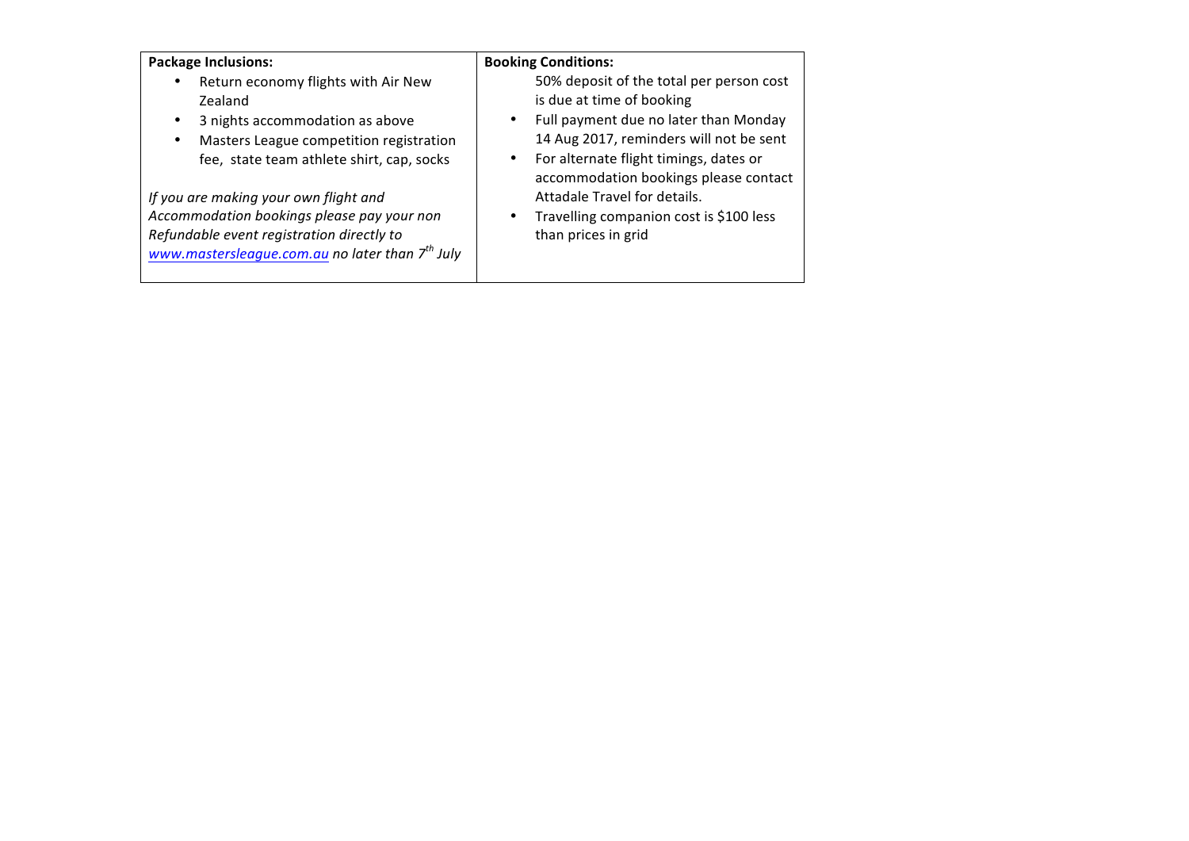| **Package Inclusions:** | **Booking Conditions:** |
| --- | --- |
| • Return economy flights with Air New Zealand<br>• 3 nights accommodation as above<br>• Masters League competition registration fee, state team athlete shirt, cap, socks<br><br>*If you are making your own flight and Accommodation bookings please pay your non Refundable event registration directly to [www.mastersleague.com.au](http://www.mastersleague.com.au) no later than 7th July* | 50% deposit of the total per person cost is due at time of booking<br>• Full payment due no later than Monday 14 Aug 2017, reminders will not be sent<br>• For alternate flight timings, dates or accommodation bookings please contact Attadale Travel for details.<br>• Travelling companion cost is $100 less than prices in grid |